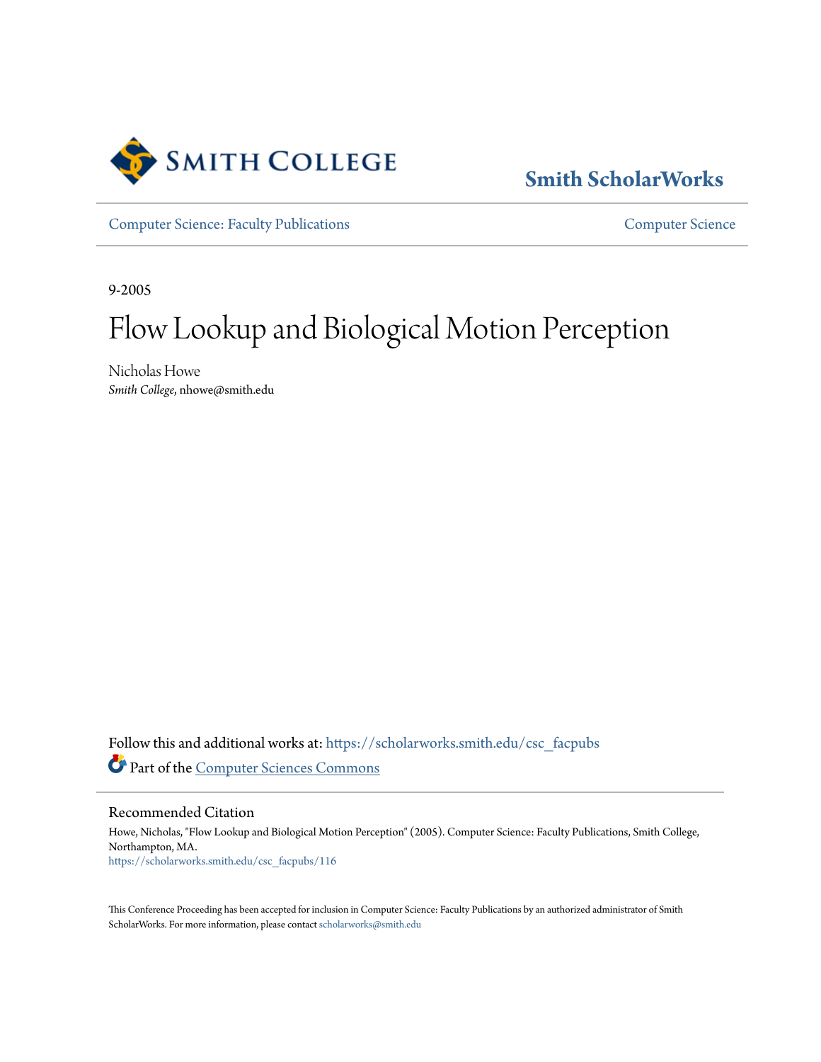Smith College

Smith ScholarWorks

Computer Science: Faculty Publications

Computer Science

9-2005

# Flow Lookup and Biological Motion Perception

Nicholas Howe
*Smith College*, nhowe@smith.edu

Follow this and additional works at: https://scholarworks.smith.edu/csc_facpubs

Part of the Computer Sciences Commons

## Recommended Citation

Howe, Nicholas, "Flow Lookup and Biological Motion Perception" (2005). Computer Science: Faculty Publications, Smith College, Northampton, MA.
https://scholarworks.smith.edu/csc_facpubs/116

This Conference Proceeding has been accepted for inclusion in Computer Science: Faculty Publications by an authorized administrator of Smith ScholarWorks. For more information, please contact scholarworks@smith.edu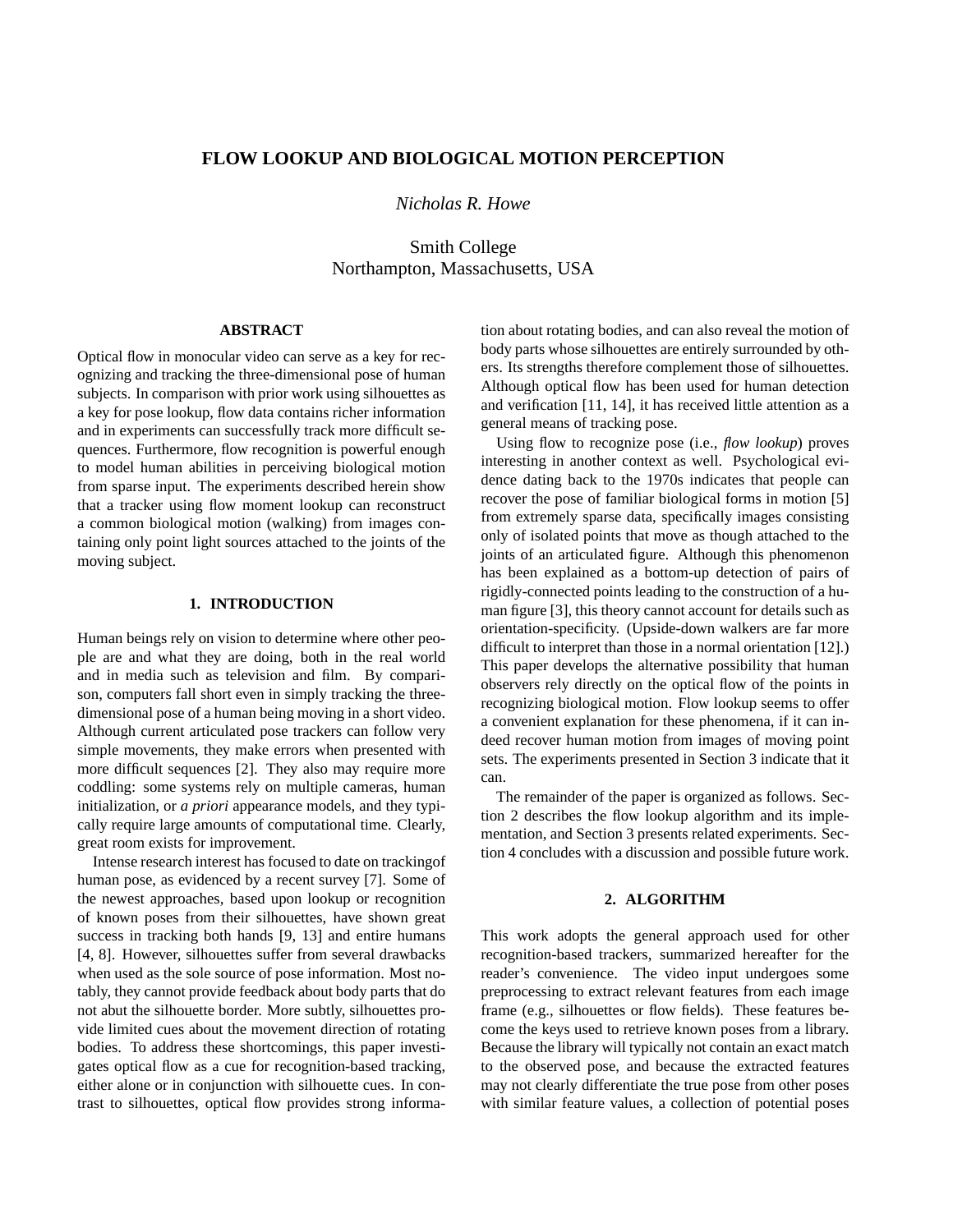# FLOW LOOKUP AND BIOLOGICAL MOTION PERCEPTION

*Nicholas R. Howe*

Smith College
Northampton, Massachusetts, USA

## ABSTRACT

Optical flow in monocular video can serve as a key for recognizing and tracking the three-dimensional pose of human subjects. In comparison with prior work using silhouettes as a key for pose lookup, flow data contains richer information and in experiments can successfully track more difficult sequences. Furthermore, flow recognition is powerful enough to model human abilities in perceiving biological motion from sparse input. The experiments described herein show that a tracker using flow moment lookup can reconstruct a common biological motion (walking) from images containing only point light sources attached to the joints of the moving subject.

## 1. INTRODUCTION

Human beings rely on vision to determine where other people are and what they are doing, both in the real world and in media such as television and film. By comparison, computers fall short even in simply tracking the three-dimensional pose of a human being moving in a short video. Although current articulated pose trackers can follow very simple movements, they make errors when presented with more difficult sequences [2]. They also may require more coddling: some systems rely on multiple cameras, human initialization, or *a priori* appearance models, and they typically require large amounts of computational time. Clearly, great room exists for improvement.

Intense research interest has focused to date on trackingof human pose, as evidenced by a recent survey [7]. Some of the newest approaches, based upon lookup or recognition of known poses from their silhouettes, have shown great success in tracking both hands [9, 13] and entire humans [4, 8]. However, silhouettes suffer from several drawbacks when used as the sole source of pose information. Most notably, they cannot provide feedback about body parts that do not abut the silhouette border. More subtly, silhouettes provide limited cues about the movement direction of rotating bodies. To address these shortcomings, this paper investigates optical flow as a cue for recognition-based tracking, either alone or in conjunction with silhouette cues. In contrast to silhouettes, optical flow provides strong information about rotating bodies, and can also reveal the motion of body parts whose silhouettes are entirely surrounded by others. Its strengths therefore complement those of silhouettes. Although optical flow has been used for human detection and verification [11, 14], it has received little attention as a general means of tracking pose.

Using flow to recognize pose (i.e., *flow lookup*) proves interesting in another context as well. Psychological evidence dating back to the 1970s indicates that people can recover the pose of familiar biological forms in motion [5] from extremely sparse data, specifically images consisting only of isolated points that move as though attached to the joints of an articulated figure. Although this phenomenon has been explained as a bottom-up detection of pairs of rigidly-connected points leading to the construction of a human figure [3], this theory cannot account for details such as orientation-specificity. (Upside-down walkers are far more difficult to interpret than those in a normal orientation [12].) This paper develops the alternative possibility that human observers rely directly on the optical flow of the points in recognizing biological motion. Flow lookup seems to offer a convenient explanation for these phenomena, if it can indeed recover human motion from images of moving point sets. The experiments presented in Section 3 indicate that it can.

The remainder of the paper is organized as follows. Section 2 describes the flow lookup algorithm and its implementation, and Section 3 presents related experiments. Section 4 concludes with a discussion and possible future work.

## 2. ALGORITHM

This work adopts the general approach used for other recognition-based trackers, summarized hereafter for the reader's convenience. The video input undergoes some preprocessing to extract relevant features from each image frame (e.g., silhouettes or flow fields). These features become the keys used to retrieve known poses from a library. Because the library will typically not contain an exact match to the observed pose, and because the extracted features may not clearly differentiate the true pose from other poses with similar feature values, a collection of potential poses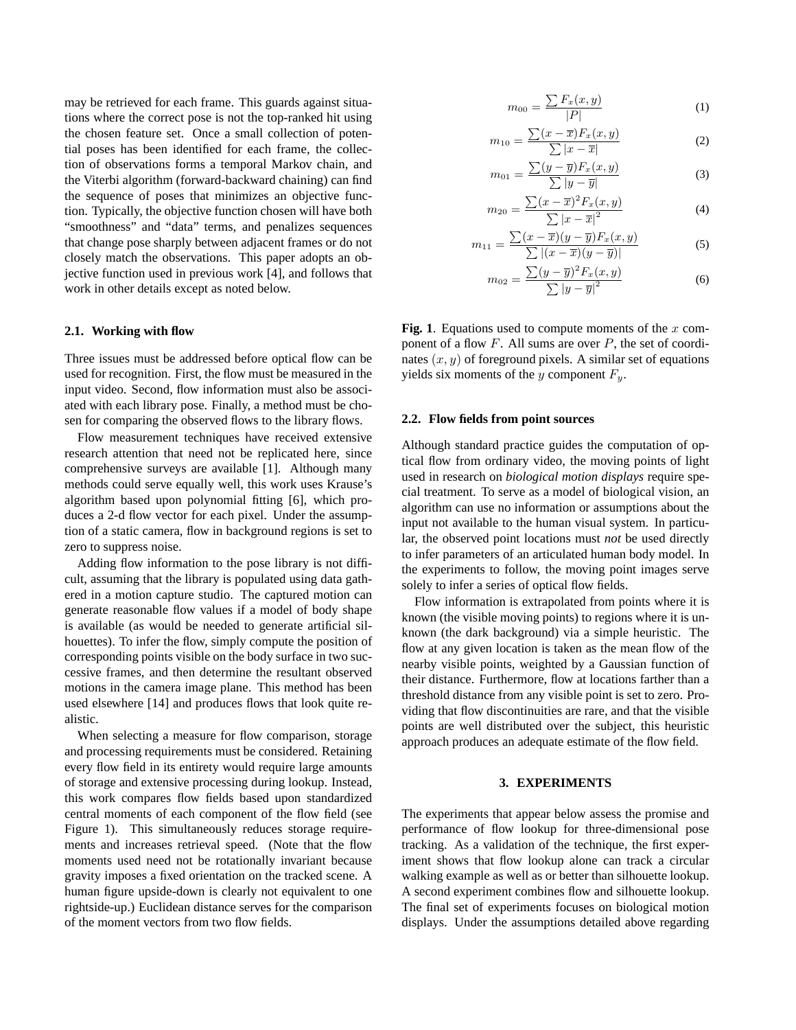may be retrieved for each frame. This guards against situations where the correct pose is not the top-ranked hit using the chosen feature set. Once a small collection of potential poses has been identified for each frame, the collection of observations forms a temporal Markov chain, and the Viterbi algorithm (forward-backward chaining) can find the sequence of poses that minimizes an objective function. Typically, the objective function chosen will have both "smoothness" and "data" terms, and penalizes sequences that change pose sharply between adjacent frames or do not closely match the observations. This paper adopts an objective function used in previous work [4], and follows that work in other details except as noted below.

### 2.1. Working with flow

Three issues must be addressed before optical flow can be used for recognition. First, the flow must be measured in the input video. Second, flow information must also be associated with each library pose. Finally, a method must be chosen for comparing the observed flows to the library flows.

Flow measurement techniques have received extensive research attention that need not be replicated here, since comprehensive surveys are available [1]. Although many methods could serve equally well, this work uses Krause's algorithm based upon polynomial fitting [6], which produces a 2-d flow vector for each pixel. Under the assumption of a static camera, flow in background regions is set to zero to suppress noise.

Adding flow information to the pose library is not difficult, assuming that the library is populated using data gathered in a motion capture studio. The captured motion can generate reasonable flow values if a model of body shape is available (as would be needed to generate artificial silhouettes). To infer the flow, simply compute the position of corresponding points visible on the body surface in two successive frames, and then determine the resultant observed motions in the camera image plane. This method has been used elsewhere [14] and produces flows that look quite realistic.

When selecting a measure for flow comparison, storage and processing requirements must be considered. Retaining every flow field in its entirety would require large amounts of storage and extensive processing during lookup. Instead, this work compares flow fields based upon standardized central moments of each component of the flow field (see Figure 1). This simultaneously reduces storage requirements and increases retrieval speed. (Note that the flow moments used need not be rotationally invariant because gravity imposes a fixed orientation on the tracked scene. A human figure upside-down is clearly not equivalent to one rightside-up.) Euclidean distance serves for the comparison of the moment vectors from two flow fields.

$$m_{00} = \frac{\sum F_x(x,y)}{|P|} \quad (1)$$

$$m_{10} = \frac{\sum (x-\overline{x}) F_x(x,y)}{\sum |x-\overline{x}|} \quad (2)$$

$$m_{01} = \frac{\sum (y-\overline{y}) F_x(x,y)}{\sum |y-\overline{y}|} \quad (3)$$

$$m_{20} = \frac{\sum (x-\overline{x})^2 F_x(x,y)}{\sum |x-\overline{x}|^2} \quad (4)$$

$$m_{11} = \frac{\sum (x-\overline{x})(y-\overline{y}) F_x(x,y)}{\sum |(x-\overline{x})(y-\overline{y})|} \quad (5)$$

$$m_{02} = \frac{\sum (y-\overline{y})^2 F_x(x,y)}{\sum |y-\overline{y}|^2} \quad (6)$$

**Fig. 1**. Equations used to compute moments of the $x$ component of a flow $F$. All sums are over $P$, the set of coordinates $(x, y)$ of foreground pixels. A similar set of equations yields six moments of the $y$ component $F_y$.

### 2.2. Flow fields from point sources

Although standard practice guides the computation of optical flow from ordinary video, the moving points of light used in research on *biological motion displays* require special treatment. To serve as a model of biological vision, an algorithm can use no information or assumptions about the input not available to the human visual system. In particular, the observed point locations must *not* be used directly to infer parameters of an articulated human body model. In the experiments to follow, the moving point images serve solely to infer a series of optical flow fields.

Flow information is extrapolated from points where it is known (the visible moving points) to regions where it is unknown (the dark background) via a simple heuristic. The flow at any given location is taken as the mean flow of the nearby visible points, weighted by a Gaussian function of their distance. Furthermore, flow at locations farther than a threshold distance from any visible point is set to zero. Providing that flow discontinuities are rare, and that the visible points are well distributed over the subject, this heuristic approach produces an adequate estimate of the flow field.

## 3. EXPERIMENTS

The experiments that appear below assess the promise and performance of flow lookup for three-dimensional pose tracking. As a validation of the technique, the first experiment shows that flow lookup alone can track a circular walking example as well as or better than silhouette lookup. A second experiment combines flow and silhouette lookup. The final set of experiments focuses on biological motion displays. Under the assumptions detailed above regarding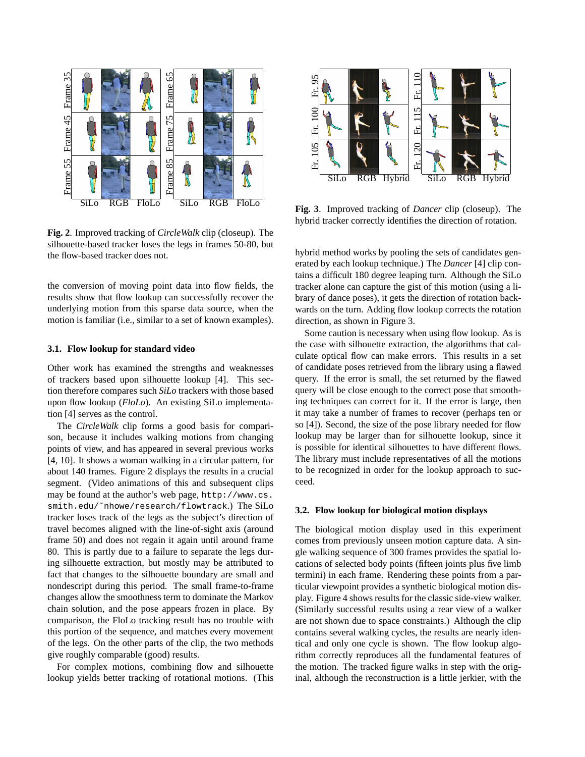**Fig. 2**. Improved tracking of *CircleWalk* clip (closeup). The silhouette-based tracker loses the legs in frames 50-80, but the flow-based tracker does not.

the conversion of moving point data into flow fields, the results show that flow lookup can successfully recover the underlying motion from this sparse data source, when the motion is familiar (i.e., similar to a set of known examples).

### 3.1. Flow lookup for standard video

Other work has examined the strengths and weaknesses of trackers based upon silhouette lookup [4]. This section therefore compares such *SiLo* trackers with those based upon flow lookup (*FloLo*). An existing SiLo implementation [4] serves as the control.

The *CircleWalk* clip forms a good basis for comparison, because it includes walking motions from changing points of view, and has appeared in several previous works [4, 10]. It shows a woman walking in a circular pattern, for about 140 frames. Figure 2 displays the results in a crucial segment. (Video animations of this and subsequent clips may be found at the author's web page, `http://www.cs.smith.edu/~nhowe/research/flowtrack`.) The SiLo tracker loses track of the legs as the subject's direction of travel becomes aligned with the line-of-sight axis (around frame 50) and does not regain it again until around frame 80. This is partly due to a failure to separate the legs during silhouette extraction, but mostly may be attributed to fact that changes to the silhouette boundary are small and nondescript during this period. The small frame-to-frame changes allow the smoothness term to dominate the Markov chain solution, and the pose appears frozen in place. By comparison, the FloLo tracking result has no trouble with this portion of the sequence, and matches every movement of the legs. On the other parts of the clip, the two methods give roughly comparable (good) results.

For complex motions, combining flow and silhouette lookup yields better tracking of rotational motions. (This hybrid method works by pooling the sets of candidates generated by each lookup technique.) The *Dancer* [4] clip contains a difficult 180 degree leaping turn. Although the SiLo tracker alone can capture the gist of this motion (using a library of dance poses), it gets the direction of rotation backwards on the turn. Adding flow lookup corrects the rotation direction, as shown in Figure 3.

**Fig. 3**. Improved tracking of *Dancer* clip (closeup). The hybrid tracker correctly identifies the direction of rotation.

Some caution is necessary when using flow lookup. As is the case with silhouette extraction, the algorithms that calculate optical flow can make errors. This results in a set of candidate poses retrieved from the library using a flawed query. If the error is small, the set returned by the flawed query will be close enough to the correct pose that smoothing techniques can correct for it. If the error is large, then it may take a number of frames to recover (perhaps ten or so [4]). Second, the size of the pose library needed for flow lookup may be larger than for silhouette lookup, since it is possible for identical silhouettes to have different flows. The library must include representatives of all the motions to be recognized in order for the lookup approach to succeed.

### 3.2. Flow lookup for biological motion displays

The biological motion display used in this experiment comes from previously unseen motion capture data. A single walking sequence of 300 frames provides the spatial locations of selected body points (fifteen joints plus five limb termini) in each frame. Rendering these points from a particular viewpoint provides a synthetic biological motion display. Figure 4 shows results for the classic side-view walker. (Similarly successful results using a rear view of a walker are not shown due to space constraints.) Although the clip contains several walking cycles, the results are nearly identical and only one cycle is shown. The flow lookup algorithm correctly reproduces all the fundamental features of the motion. The tracked figure walks in step with the original, although the reconstruction is a little jerkier, with the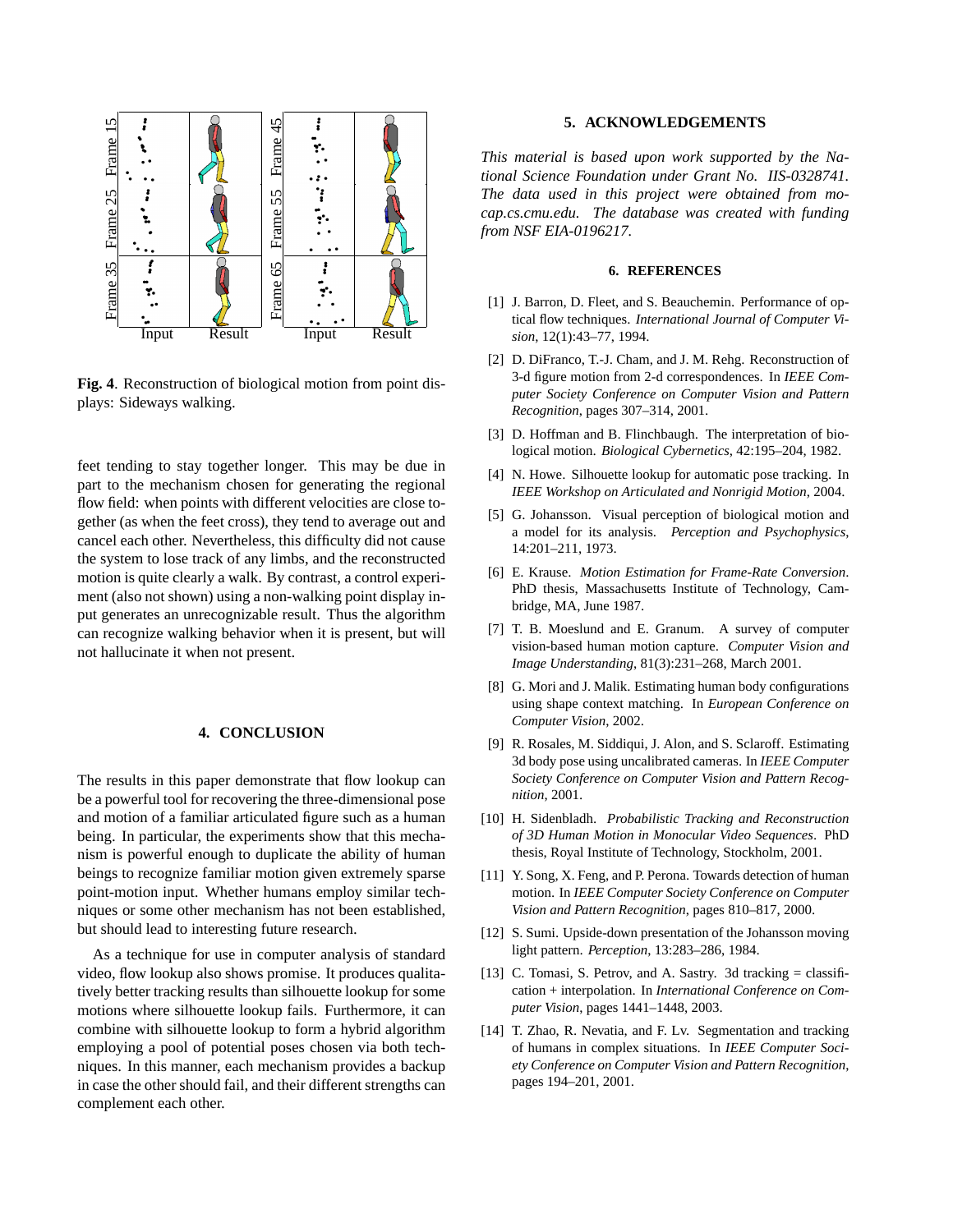Frame 15
Frame 25
Frame 35
Input
Result
Frame 45
Frame 55
Frame 65
Input
Result

**Fig. 4**. Reconstruction of biological motion from point displays: Sideways walking.

feet tending to stay together longer. This may be due in part to the mechanism chosen for generating the regional flow field: when points with different velocities are close together (as when the feet cross), they tend to average out and cancel each other. Nevertheless, this difficulty did not cause the system to lose track of any limbs, and the reconstructed motion is quite clearly a walk. By contrast, a control experiment (also not shown) using a non-walking point display input generates an unrecognizable result. Thus the algorithm can recognize walking behavior when it is present, but will not hallucinate it when not present.

## 4. CONCLUSION

The results in this paper demonstrate that flow lookup can be a powerful tool for recovering the three-dimensional pose and motion of a familiar articulated figure such as a human being. In particular, the experiments show that this mechanism is powerful enough to duplicate the ability of human beings to recognize familiar motion given extremely sparse point-motion input. Whether humans employ similar techniques or some other mechanism has not been established, but should lead to interesting future research.

As a technique for use in computer analysis of standard video, flow lookup also shows promise. It produces qualitatively better tracking results than silhouette lookup for some motions where silhouette lookup fails. Furthermore, it can combine with silhouette lookup to form a hybrid algorithm employing a pool of potential poses chosen via both techniques. In this manner, each mechanism provides a backup in case the other should fail, and their different strengths can complement each other.

## 5. ACKNOWLEDGEMENTS

*This material is based upon work supported by the National Science Foundation under Grant No. IIS-0328741. The data used in this project were obtained from mocap.cs.cmu.edu. The database was created with funding from NSF EIA-0196217.*

## 6. REFERENCES

[1] J. Barron, D. Fleet, and S. Beauchemin. Performance of optical flow techniques. *International Journal of Computer Vision*, 12(1):43–77, 1994.

[2] D. DiFranco, T.-J. Cham, and J. M. Rehg. Reconstruction of 3-d figure motion from 2-d correspondences. In *IEEE Computer Society Conference on Computer Vision and Pattern Recognition*, pages 307–314, 2001.

[3] D. Hoffman and B. Flinchbaugh. The interpretation of biological motion. *Biological Cybernetics*, 42:195–204, 1982.

[4] N. Howe. Silhouette lookup for automatic pose tracking. In *IEEE Workshop on Articulated and Nonrigid Motion*, 2004.

[5] G. Johansson. Visual perception of biological motion and a model for its analysis. *Perception and Psychophysics*, 14:201–211, 1973.

[6] E. Krause. *Motion Estimation for Frame-Rate Conversion*. PhD thesis, Massachusetts Institute of Technology, Cambridge, MA, June 1987.

[7] T. B. Moeslund and E. Granum. A survey of computer vision-based human motion capture. *Computer Vision and Image Understanding*, 81(3):231–268, March 2001.

[8] G. Mori and J. Malik. Estimating human body configurations using shape context matching. In *European Conference on Computer Vision*, 2002.

[9] R. Rosales, M. Siddiqui, J. Alon, and S. Sclaroff. Estimating 3d body pose using uncalibrated cameras. In *IEEE Computer Society Conference on Computer Vision and Pattern Recognition*, 2001.

[10] H. Sidenbladh. *Probabilistic Tracking and Reconstruction of 3D Human Motion in Monocular Video Sequences*. PhD thesis, Royal Institute of Technology, Stockholm, 2001.

[11] Y. Song, X. Feng, and P. Perona. Towards detection of human motion. In *IEEE Computer Society Conference on Computer Vision and Pattern Recognition*, pages 810–817, 2000.

[12] S. Sumi. Upside-down presentation of the Johansson moving light pattern. *Perception*, 13:283–286, 1984.

[13] C. Tomasi, S. Petrov, and A. Sastry. 3d tracking = classification + interpolation. In *International Conference on Computer Vision*, pages 1441–1448, 2003.

[14] T. Zhao, R. Nevatia, and F. Lv. Segmentation and tracking of humans in complex situations. In *IEEE Computer Society Conference on Computer Vision and Pattern Recognition*, pages 194–201, 2001.